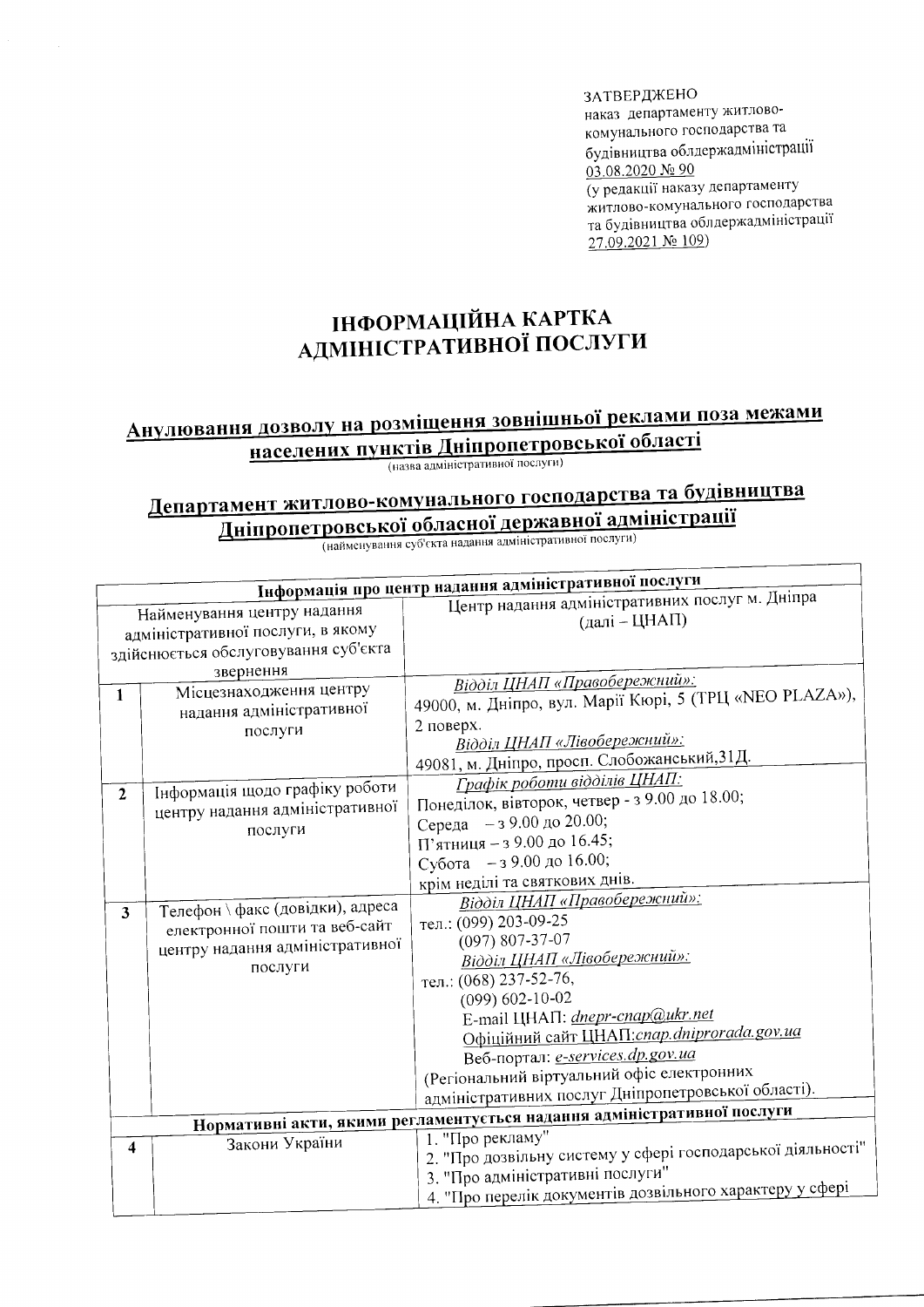ЗАТВЕРДЖЕНО
наказ департаменту житлово-комунального господарства та будівництва облдержадміністрації
03.08.2020 № 90
(у редакції наказу департаменту житлово-комунального господарства та будівництва облдержадміністрації
27.09.2021 № 109)

# ІНФОРМАЦІЙНА КАРТКА АДМІНІСТРАТИВНОЇ ПОСЛУГИ

## Анулювання дозволу на розміщення зовнішньої реклами поза межами населених пунктів Дніпропетровської області

(назва адміністративної послуги)

## Департамент житлово-комунального господарства та будівництва Дніпропетровської обласної державної адміністрації

(найменування суб'єкта надання адміністративної послуги)

| | | |
|---|---|---|
| **Інформація про центр надання адміністративної послуги** | | |
| Найменування центру надання адміністративної послуги, в якому здійснюється обслуговування суб'єкта звернення | | Центр надання адміністративних послуг м. Дніпра (далі – ЦНАП) |
| 1 | Місцезнаходження центру надання адміністративної послуги | *Відділ ЦНАП «Правобережний»:* 49000, м. Дніпро, вул. Марії Кюрі, 5 (ТРЦ «NEO PLAZA»), 2 поверх. *Відділ ЦНАП «Лівобережний»:* 49081, м. Дніпро, просп. Слобожанський,31Д. |
| 2 | Інформація щодо графіку роботи центру надання адміністративної послуги | *Графік роботи відділів ЦНАП:* Понеділок, вівторок, четвер - з 9.00 до 18.00; Середа – з 9.00 до 20.00; П'ятниця – з 9.00 до 16.45; Субота – з 9.00 до 16.00; крім неділі та святкових днів. |
| 3 | Телефон \ факс (довідки), адреса електронної пошти та веб-сайт центру надання адміністративної послуги | *Відділ ЦНАП «Правобережний»:* тел.: (099) 203-09-25, (097) 807-37-07 *Відділ ЦНАП «Лівобережний»:* тел.: (068) 237-52-76, (099) 602-10-02 E-mail ЦНАП: *dnepr-cnap@ukr.net* Офіційний сайт ЦНАП:*cnap.dniprorada.gov.ua* Веб-портал: *e-services.dp.gov.ua* (Регіональний віртуальний офіс електронних адміністративних послуг Дніпропетровської області). |
| **Нормативні акти, якими регламентується надання адміністративної послуги** | | |
| 4 | Закони України | 1. "Про рекламу" 2. "Про дозвільну систему у сфері господарської діяльності" 3. "Про адміністративні послуги" 4. "Про перелік документів дозвільного характеру у сфері |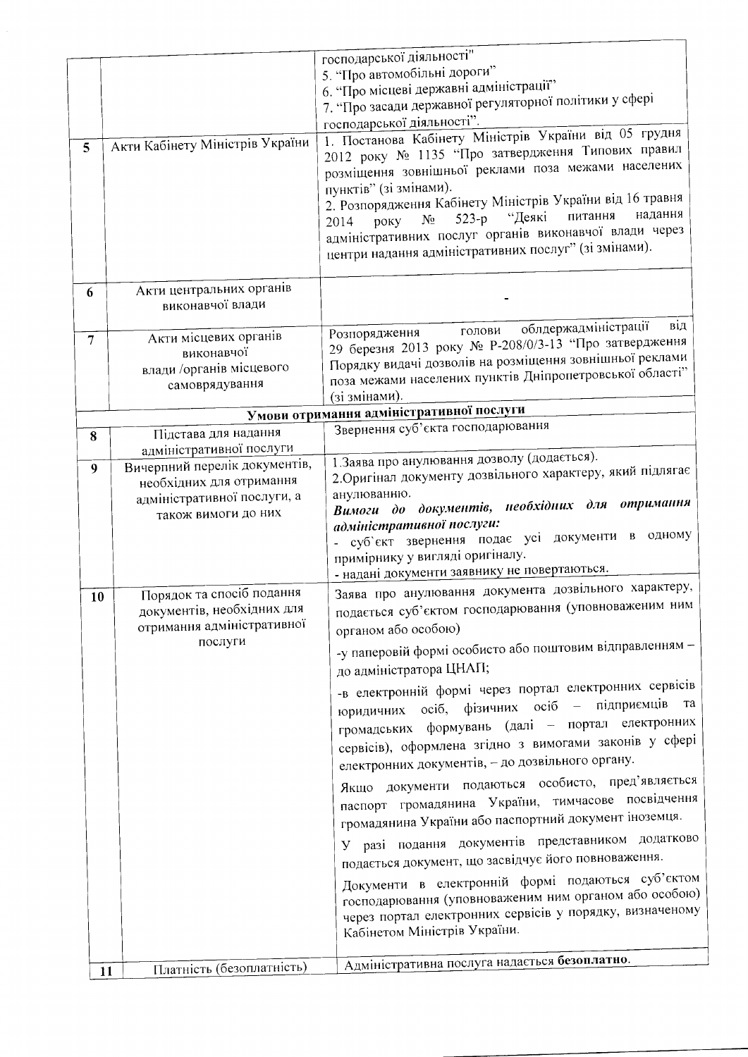| | | |
|---|---|---|
| | | господарської діяльності"<br>5. "Про автомобільні дороги"<br>6. "Про місцеві державні адміністрації"<br>7. "Про засади державної регуляторної політики у сфері господарської діяльності". |
| 5 | Акти Кабінету Міністрів України | 1. Постанова Кабінету Міністрів України від 05 грудня 2012 року № 1135 "Про затвердження Типових правил розміщення зовнішньої реклами поза межами населених пунктів" (зі змінами).<br>2. Розпорядження Кабінету Міністрів України від 16 травня 2014 року № 523-р "Деякі питання надання адміністративних послуг органів виконавчої влади через центри надання адміністративних послуг" (зі змінами). |
| 6 | Акти центральних органів виконавчої влади | - |
| 7 | Акти місцевих органів виконавчої влади /органів місцевого самоврядування | Розпорядження голови облдержадміністрації від 29 березня 2013 року № Р-208/0/3-13 "Про затвердження Порядку видачі дозволів на розміщення зовнішньої реклами поза межами населених пунктів Дніпропетровської області" (зі змінами). |
| | **Умови отримання адміністративної послуги** | |
| 8 | Підстава для надання адміністративної послуги | Звернення суб'єкта господарювання |
| 9 | Вичерпний перелік документів, необхідних для отримання адміністративної послуги, а також вимоги до них | 1.Заява про анулювання дозволу (додається).<br>2.Оригінал документу дозвільного характеру, який підлягає анулюванню.<br>***Вимоги до документів, необхідних для отримання адміністративної послуги:***<br>- суб'єкт звернення подає усі документи в одному примірнику у вигляді оригіналу.<br>- надані документи заявнику не повертаються. |
| 10 | Порядок та спосіб подання документів, необхідних для отримання адміністративної послуги | Заява про анулювання документа дозвільного характеру, подається суб'єктом господарювання (уповноваженим ним органом або особою)<br>-у паперовій формі особисто або поштовим відправленням – до адміністратора ЦНАП;<br>-в електронній формі через портал електронних сервісів юридичних осіб, фізичних осіб – підприємців та громадських формувань (далі – портал електронних сервісів), оформлена згідно з вимогами законів у сфері електронних документів, – до дозвільного органу.<br>Якщо документи подаються особисто, пред'являється паспорт громадянина України, тимчасове посвідчення громадянина України або паспортний документ іноземця.<br>У разі подання документів представником додатково подається документ, що засвідчує його повноваження.<br>Документи в електронній формі подаються суб'єктом господарювання (уповноваженим ним органом або особою) через портал електронних сервісів у порядку, визначеному Кабінетом Міністрів України. |
| 11 | Платність (безоплатність) | Адміністративна послуга надається **безоплатно**. |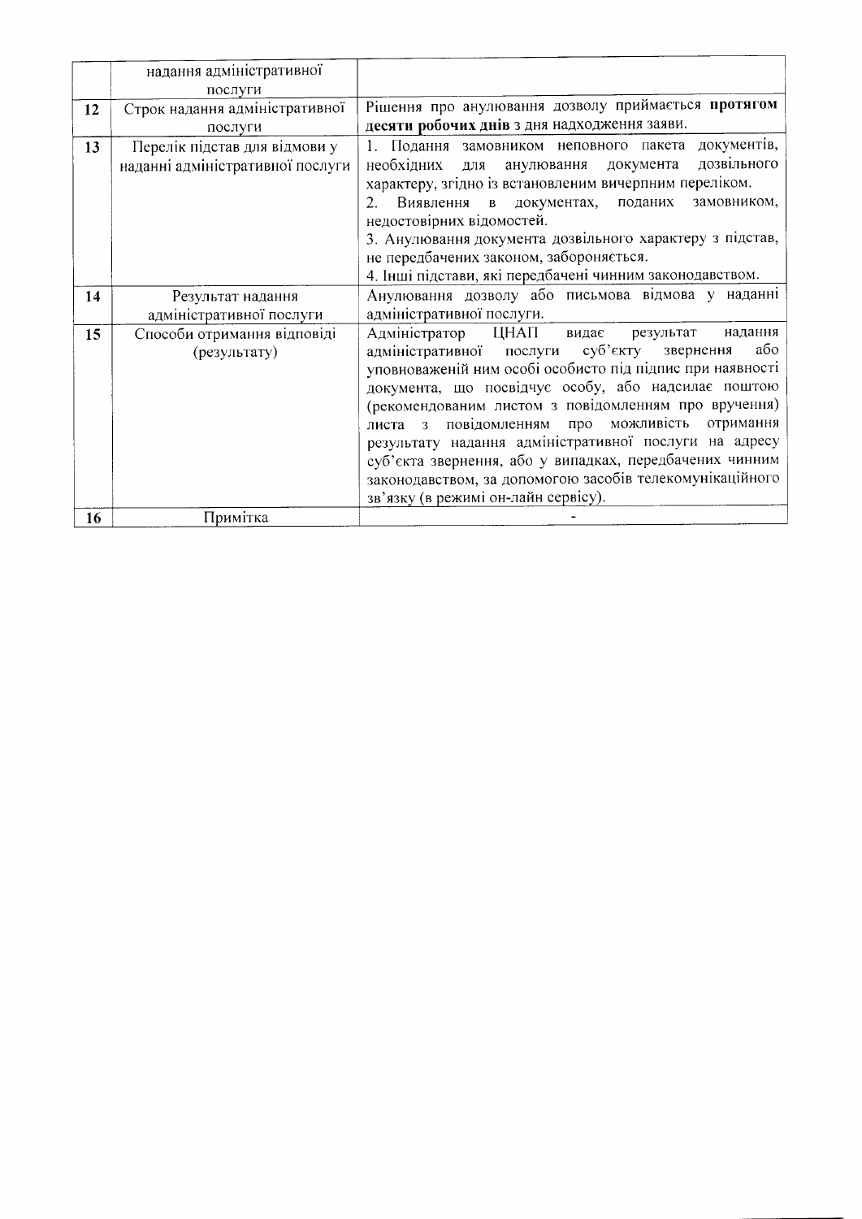| | | |
|---|---|---|
| | надання адміністративної послуги | |
| 12 | Строк надання адміністративної послуги | Рішення про анулювання дозволу приймається **протягом десяти робочих днів** з дня надходження заяви. |
| 13 | Перелік підстав для відмови у наданні адміністративної послуги | 1. Подання замовником неповного пакета документів, необхідних для анулювання документа дозвільного характеру, згідно із встановленим вичерпним переліком.<br>2. Виявлення в документах, поданих замовником, недостовірних відомостей.<br>3. Анулювання документа дозвільного характеру з підстав, не передбачених законом, забороняється.<br>4. Інші підстави, які передбачені чинним законодавством. |
| 14 | Результат надання адміністративної послуги | Анулювання дозволу або письмова відмова у наданні адміністративної послуги. |
| 15 | Способи отримання відповіді (результату) | Адміністратор ЦНАП видає результат надання адміністративної послуги суб'єкту звернення або уповноваженій ним особі особисто під підпис при наявності документа, що посвідчує особу, або надсилає поштою (рекомендованим листом з повідомленням про вручення) листа з повідомленням про можливість отримання результату надання адміністративної послуги на адресу суб'єкта звернення, або у випадках, передбачених чинним законодавством, за допомогою засобів телекомунікаційного зв'язку (в режимі он-лайн сервісу). |
| 16 | Примітка | - |